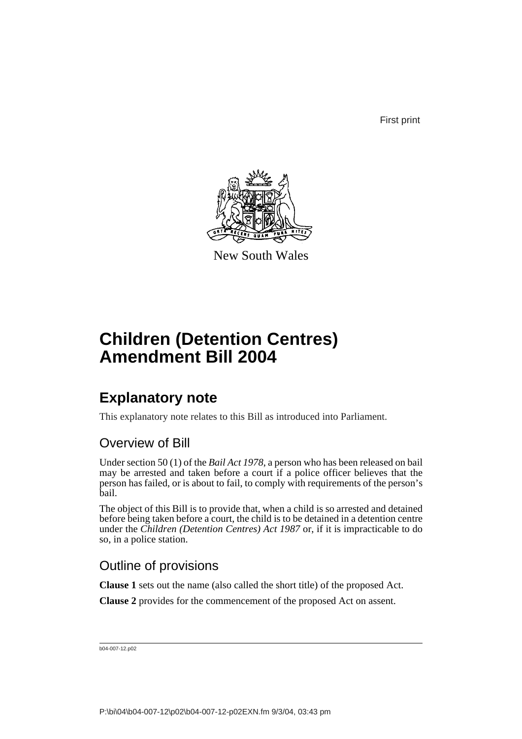First print

New South Wales

# Children (Detention Centres) Amendment Bill 2004

## Explanatory note

This explanatory note relates to this Bill as introduced into Parliament.

### Overview of Bill

Under section 50 (1) of the *Bail Act 1978*, a person who has been released on bail may be arrested and taken before a court if a police officer believes that the person has failed, or is about to fail, to comply with requirements of the person's bail.

The object of this Bill is to provide that, when a child is so arrested and detained before being taken before a court, the child is to be detained in a detention centre under the *Children (Detention Centres) Act 1987* or, if it is impracticable to do so, in a police station.

### Outline of provisions

**Clause 1** sets out the name (also called the short title) of the proposed Act.

**Clause 2** provides for the commencement of the proposed Act on assent.

b04-007-12.p02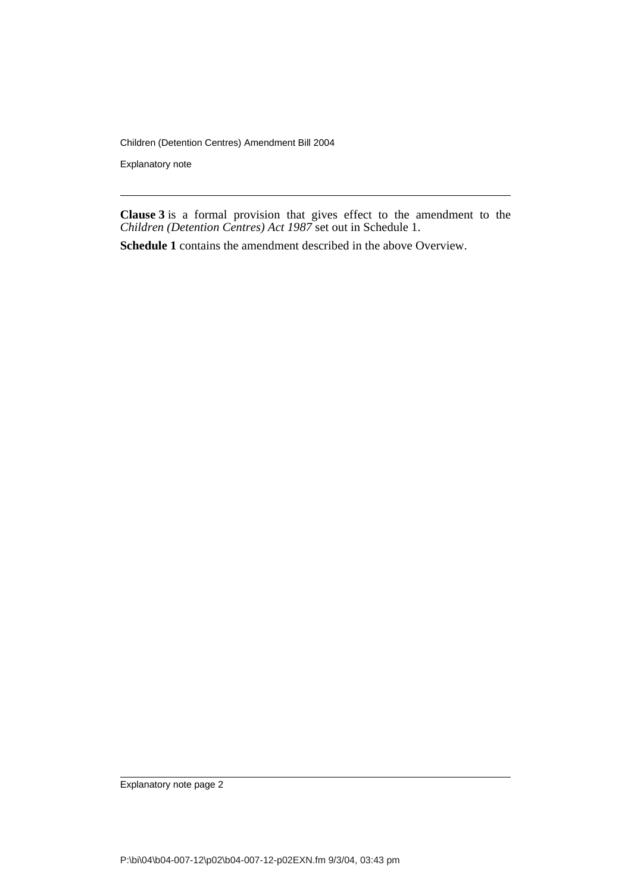**Clause 3** is a formal provision that gives effect to the amendment to the *Children (Detention Centres) Act 1987* set out in Schedule 1.

**Schedule 1** contains the amendment described in the above Overview.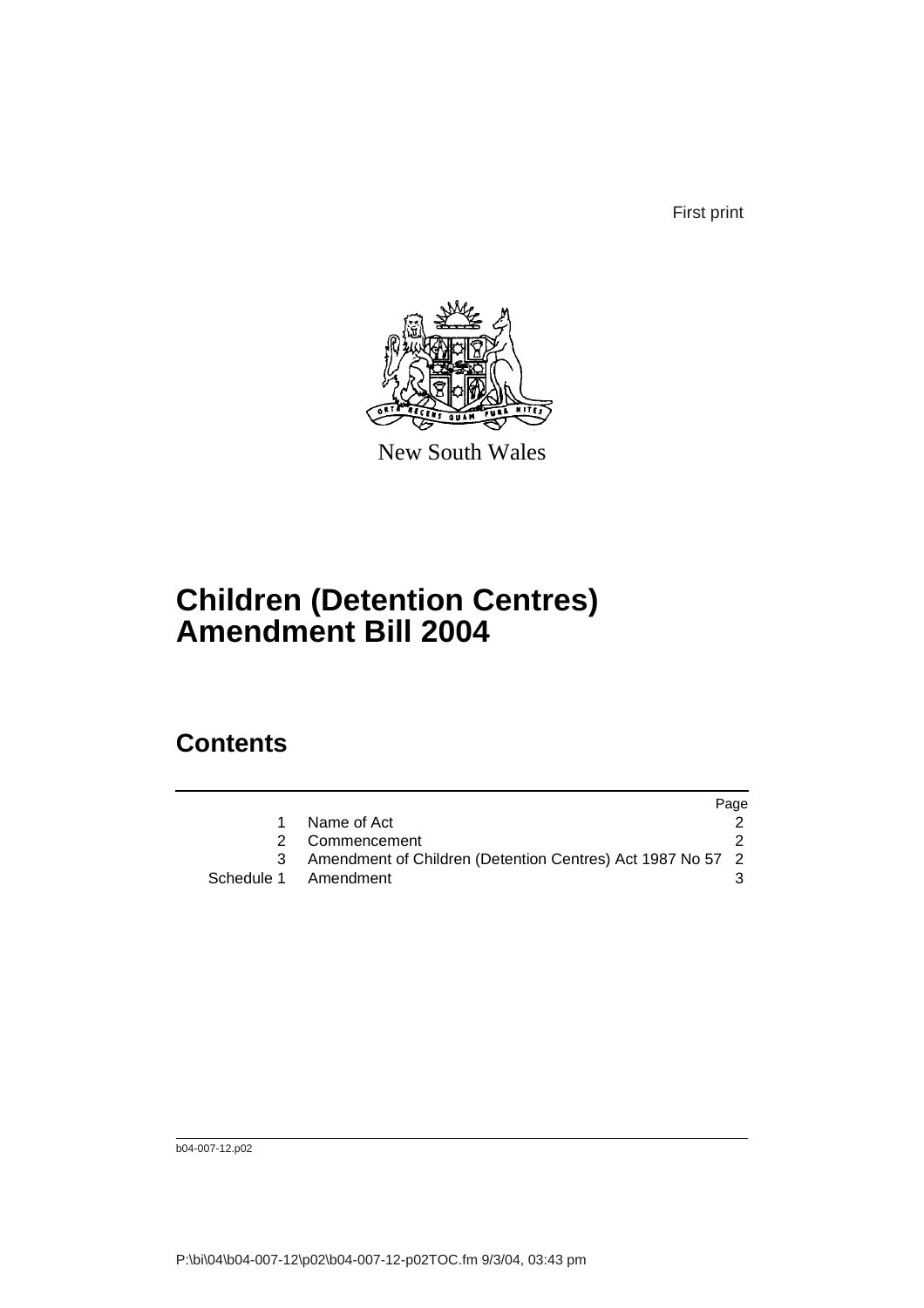First print

New South Wales

# Children (Detention Centres) Amendment Bill 2004

## Contents

| | | Page |
|---|---|---|
| 1 | Name of Act | 2 |
| 2 | Commencement | 2 |
| 3 | Amendment of Children (Detention Centres) Act 1987 No 57 | 2 |
| Schedule 1 | Amendment | 3 |

b04-007-12.p02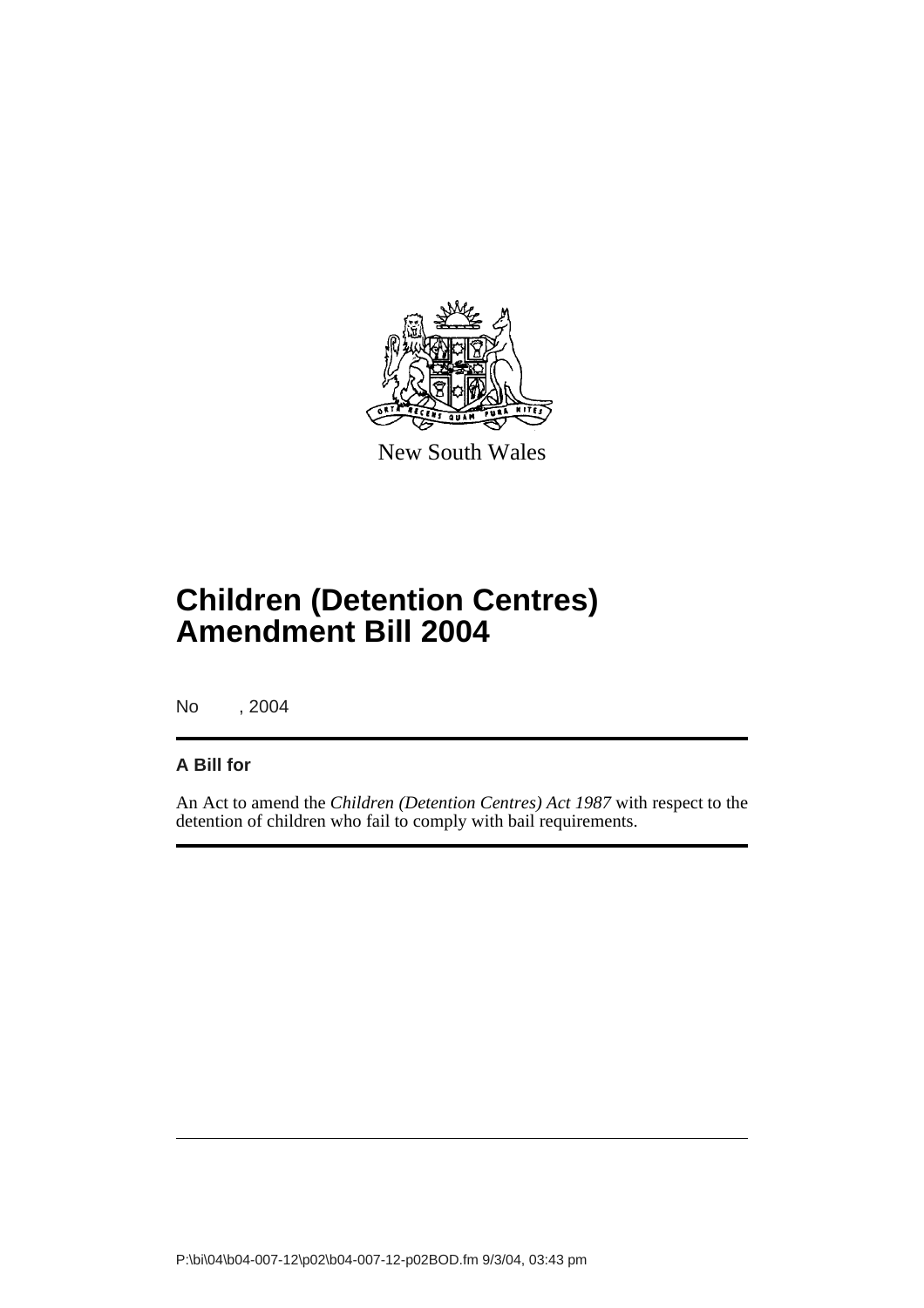New South Wales

# Children (Detention Centres) Amendment Bill 2004

No , 2004

## A Bill for

An Act to amend the *Children (Detention Centres) Act 1987* with respect to the detention of children who fail to comply with bail requirements.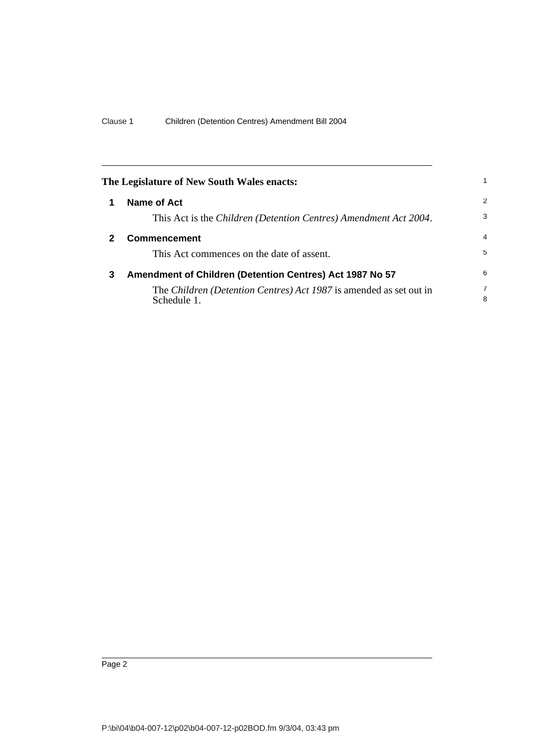**The Legislature of New South Wales enacts:**

## 1 Name of Act

This Act is the *Children (Detention Centres) Amendment Act 2004*.

## 2 Commencement

This Act commences on the date of assent.

## 3 Amendment of Children (Detention Centres) Act 1987 No 57

The *Children (Detention Centres) Act 1987* is amended as set out in Schedule 1.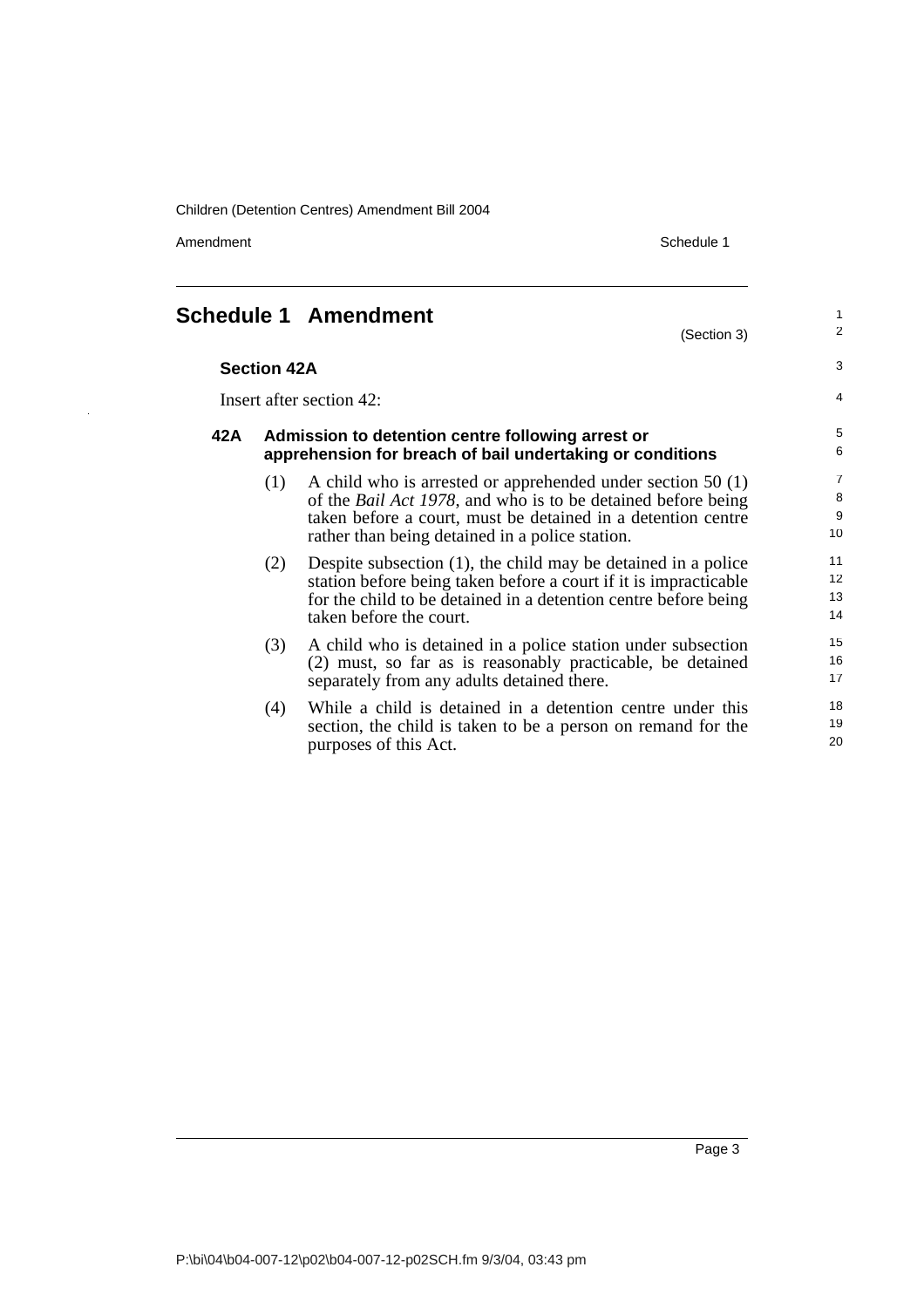# Schedule 1 Amendment

(Section 3)

### Section 42A

Insert after section 42:

#### 42A Admission to detention centre following arrest or apprehension for breach of bail undertaking or conditions

(1) A child who is arrested or apprehended under section 50 (1) of the *Bail Act 1978*, and who is to be detained before being taken before a court, must be detained in a detention centre rather than being detained in a police station.

(2) Despite subsection (1), the child may be detained in a police station before being taken before a court if it is impracticable for the child to be detained in a detention centre before being taken before the court.

(3) A child who is detained in a police station under subsection (2) must, so far as is reasonably practicable, be detained separately from any adults detained there.

(4) While a child is detained in a detention centre under this section, the child is taken to be a person on remand for the purposes of this Act.